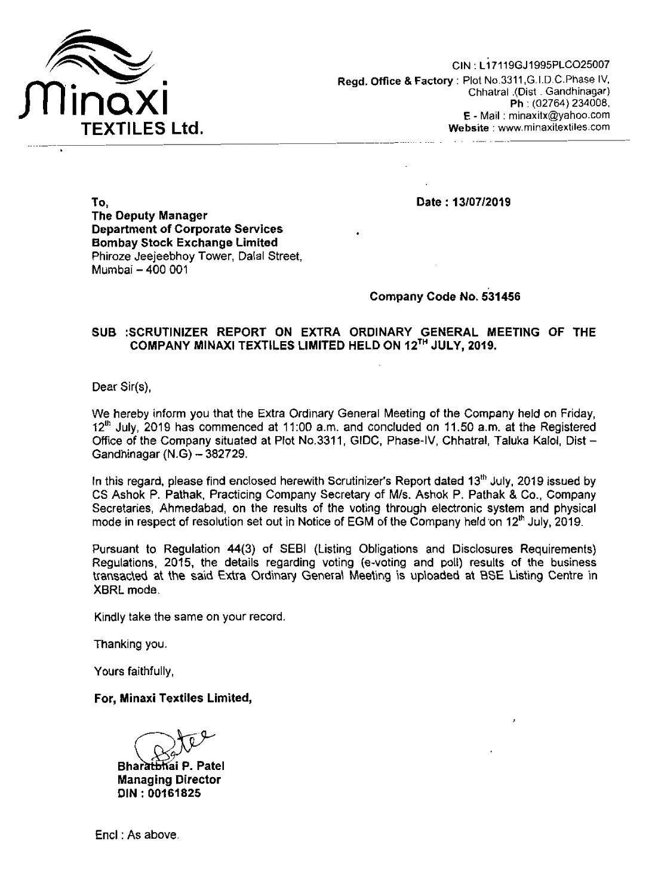**Minaxi TEXTILES Ltd.**

CIN : L17119GJ1995PLCO25007
**Regd. Office & Factory** : Plot No.3311,G.I.D.C.Phase IV, Chhatral .(Dist . Gandhinagar)
**Ph** : (02764) 234008,
**E** - Mail : minaxitx@yahoo.com
**Website** : www.minaxitextiles.com

**To,**
**The Deputy Manager**
**Department of Corporate Services**
**Bombay Stock Exchange Limited**
Phiroze Jeejeebhoy Tower, Dalal Street,
Mumbai – 400 001

**Date : 13/07/2019**

**Company Code No. 531456**

**SUB :SCRUTINIZER REPORT ON EXTRA ORDINARY GENERAL MEETING OF THE COMPANY MINAXI TEXTILES LIMITED HELD ON 12TH JULY, 2019.**

Dear Sir(s),

We hereby inform you that the Extra Ordinary General Meeting of the Company held on Friday, 12th July, 2019 has commenced at 11:00 a.m. and concluded on 11.50 a.m. at the Registered Office of the Company situated at Plot No.3311, GIDC, Phase-IV, Chhatral, Taluka Kalol, Dist – Gandhinagar (N.G) – 382729.

In this regard, please find enclosed herewith Scrutinizer's Report dated 13th July, 2019 issued by CS Ashok P. Pathak, Practicing Company Secretary of M/s. Ashok P. Pathak & Co., Company Secretaries, Ahmedabad, on the results of the voting through electronic system and physical mode in respect of resolution set out in Notice of EGM of the Company held on 12th July, 2019.

Pursuant to Regulation 44(3) of SEBI (Listing Obligations and Disclosures Requirements) Regulations, 2015, the details regarding voting (e-voting and poll) results of the business transacted at the said Extra Ordinary General Meeting is uploaded at BSE Listing Centre in XBRL mode.

Kindly take the same on your record.

Thanking you.

Yours faithfully,

**For, Minaxi Textiles Limited,**

**Bharatbhai P. Patel**
**Managing Director**
**DIN : 00161825**

Encl : As above.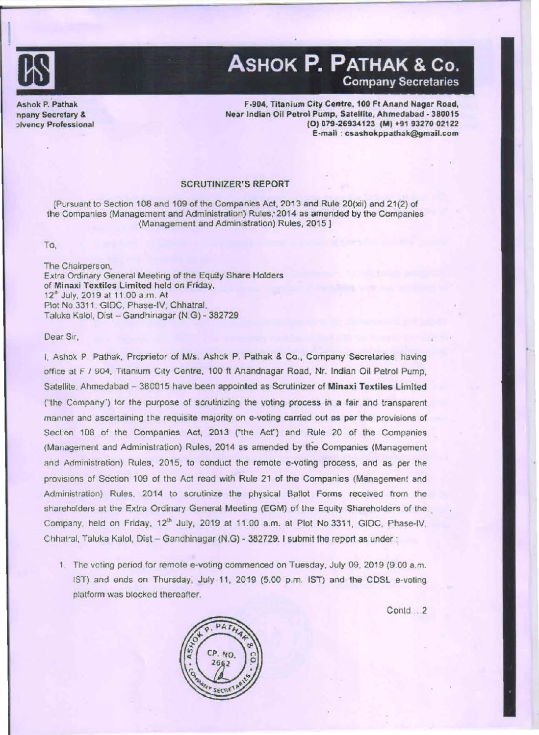# ASHOK P. PATHAK & Co.

**Company Secretaries**

Ashok P. Pathak
Company Secretary &
Insolvency Professional

F-904, Titanium City Centre, 100 Ft Anand Nagar Road,
Near Indian Oil Petrol Pump, Satellite, Ahmedabad - 380015
(O) 079-26934123 (M) +91 93270 02122
E-mail : csashokppathak@gmail.com

## SCRUTINIZER'S REPORT

[Pursuant to Section 108 and 109 of the Companies Act, 2013 and Rule 20(xii) and 21(2) of the Companies (Management and Administration) Rules, 2014 as amended by the Companies (Management and Administration) Rules, 2015 ]

To,

The Chairperson,
Extra Ordinary General Meeting of the Equity Share Holders
of **Minaxi Textiles Limited** held on Friday,
12th July, 2019 at 11.00 a.m. At
Plot No.3311, GIDC, Phase-IV, Chhatral,
Taluka Kalol, Dist – Gandhinagar (N.G) - 382729

Dear Sir,

I, Ashok P. Pathak, Proprietor of M/s. Ashok P. Pathak & Co., Company Secretaries, having office at F / 904, Titanium City Centre, 100 ft Anandnagar Road, Nr. Indian Oil Petrol Pump, Satellite, Ahmedabad – 380015 have been appointed as Scrutinizer of **Minaxi Textiles Limited** ("the Company") for the purpose of scrutinizing the voting process in a fair and transparent manner and ascertaining the requisite majority on e-voting carried out as per the provisions of Section 108 of the Companies Act, 2013 ("the Act") and Rule 20 of the Companies (Management and Administration) Rules, 2014 as amended by the Companies (Management and Administration) Rules, 2015, to conduct the remote e-voting process, and as per the provisions of Section 109 of the Act read with Rule 21 of the Companies (Management and Administration) Rules, 2014 to scrutinize the physical Ballot Forms received from the shareholders at the Extra Ordinary General Meeting (EGM) of the Equity Shareholders of the Company, held on Friday, 12th July, 2019 at 11.00 a.m. at Plot No.3311, GIDC, Phase-IV, Chhatral, Taluka Kalol, Dist – Gandhinagar (N.G) - 382729. I submit the report as under :

1. The voting period for remote e-voting commenced on Tuesday, July 09, 2019 (9.00 a.m. IST) and ends on Thursday, July 11, 2019 (5.00 p.m. IST) and the CDSL e-voting platform was blocked thereafter.

Contd....2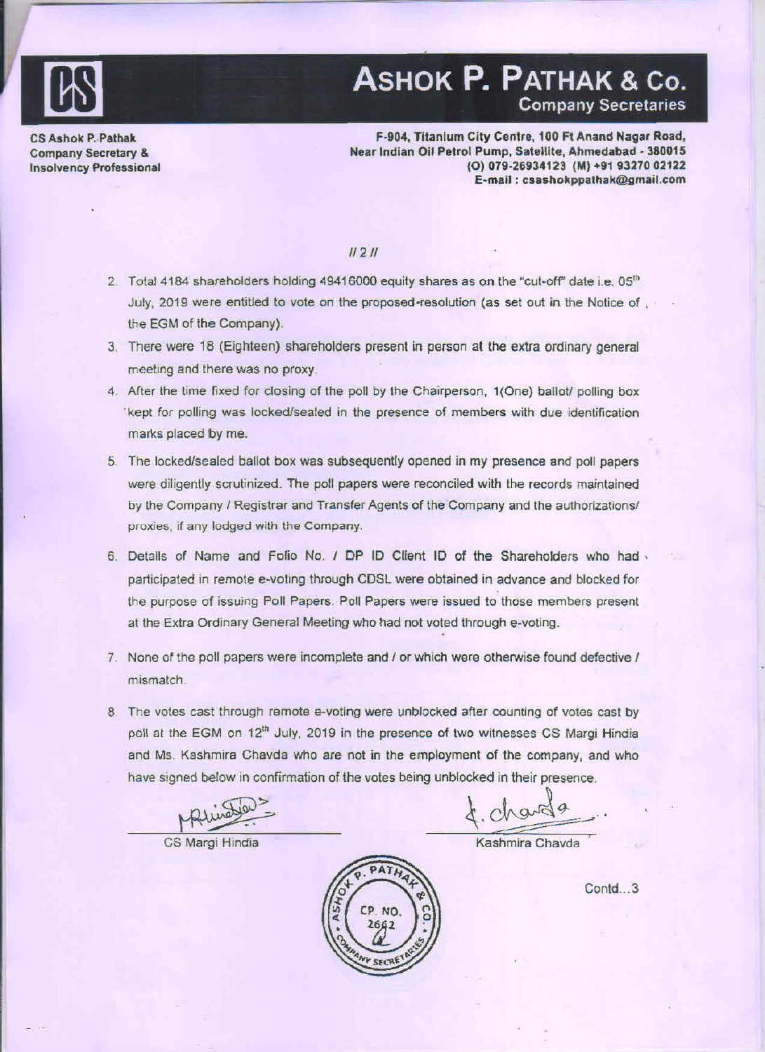# ASHOK P. PATHAK & Co.
Company Secretaries

CS Ashok P. Pathak
Company Secretary &
Insolvency Professional

F-904, Titanium City Centre, 100 Ft Anand Nagar Road,
Near Indian Oil Petrol Pump, Satellite, Ahmedabad - 380015
(O) 079-26934123 (M) +91 93270 02122
E-mail : csashokppathak@gmail.com

// 2 //

2. Total 4184 shareholders holding 49416000 equity shares as on the "cut-off" date i.e. 05th July, 2019 were entitled to vote on the proposed resolution (as set out in the Notice of the EGM of the Company).
3. There were 18 (Eighteen) shareholders present in person at the extra ordinary general meeting and there was no proxy.
4. After the time fixed for closing of the poll by the Chairperson, 1(One) ballot/ polling box kept for polling was locked/sealed in the presence of members with due identification marks placed by me.
5. The locked/sealed ballot box was subsequently opened in my presence and poll papers were diligently scrutinized. The poll papers were reconciled with the records maintained by the Company / Registrar and Transfer Agents of the Company and the authorizations/ proxies, if any lodged with the Company.
6. Details of Name and Folio No. / DP ID Client ID of the Shareholders who had participated in remote e-voting through CDSL were obtained in advance and blocked for the purpose of issuing Poll Papers. Poll Papers were issued to those members present at the Extra Ordinary General Meeting who had not voted through e-voting.
7. None of the poll papers were incomplete and / or which were otherwise found defective / mismatch.
8. The votes cast through remote e-voting were unblocked after counting of votes cast by poll at the EGM on 12th July, 2019 in the presence of two witnesses CS Margi Hindia and Ms. Kashmira Chavda who are not in the employment of the company, and who have signed below in confirmation of the votes being unblocked in their presence.

CS Margi Hindia

Kashmira Chavda

Contd...3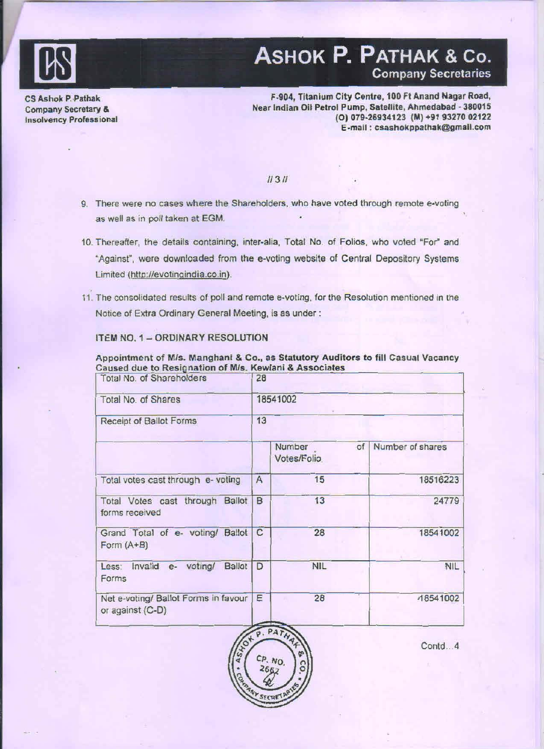# ASHOK P. PATHAK & Co.
**Company Secretaries**

CS Ashok P. Pathak
Company Secretary &
Insolvency Professional

F-904, Titanium City Centre, 100 Ft Anand Nagar Road,
Near Indian Oil Petrol Pump, Satellite, Ahmedabad - 380015
(O) 079-26934123 (M) +91 93270 02122
E-mail : csashokppathak@gmail.com

//3//

9. There were no cases where the Shareholders, who have voted through remote e-voting as well as in poll taken at EGM.

10. Thereafter, the details containing, inter-alia, Total No. of Folios, who voted "For" and "Against", were downloaded from the e-voting website of Central Depository Systems Limited (http://evotingindia.co.in).

11. The consolidated results of poll and remote e-voting, for the Resolution mentioned in the Notice of Extra Ordinary General Meeting, is as under :

**ITEM NO. 1 – ORDINARY RESOLUTION**

**Appointment of M/s. Manghani & Co., as Statutory Auditors to fill Casual Vacancy Caused due to Resignation of M/s. Kewlani & Associates**

| Total No. of Shareholders | 28 | | |
|---|---|---|---|
| Total No. of Shares | 18541002 | | |
| Receipt of Ballot Forms | 13 | | |
| | | Number of Votes/Folio | Number of shares |
| Total votes cast through e- voting | A | 15 | 18516223 |
| Total Votes cast through Ballot forms received | B | 13 | 24779 |
| Grand Total of e- voting/ Ballot Form (A+B) | C | 28 | 18541002 |
| Less: Invalid e- voting/ Ballot Forms | D | NIL | NIL |
| Net e-voting/ Ballot Forms in favour or against (C-D) | E | 28 | 18541002 |

Contd...4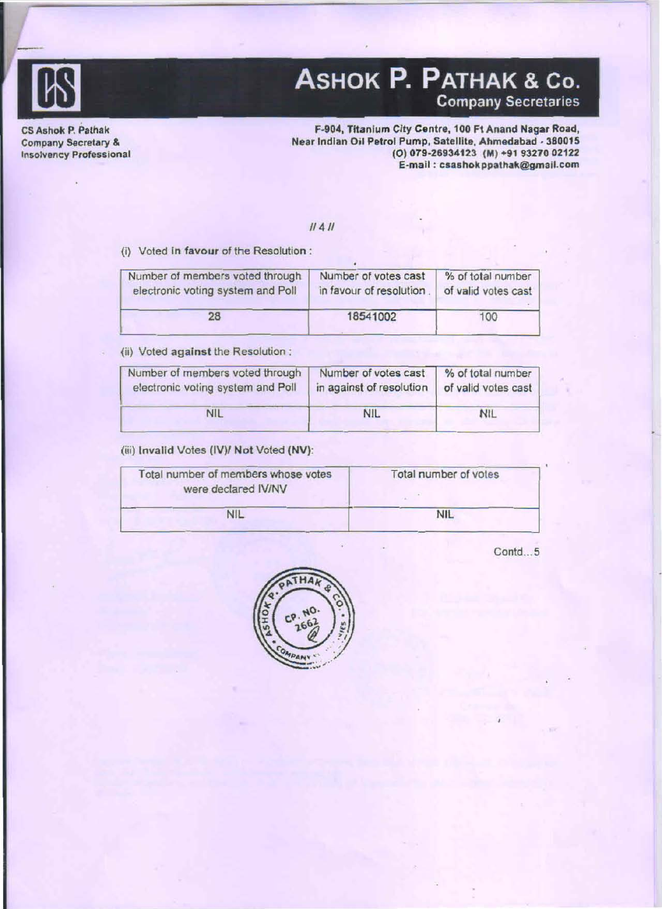# ASHOK P. PATHAK & Co.
**Company Secretaries**

CS Ashok P. Pathak
Company Secretary &
Insolvency Professional

F-904, Titanium City Centre, 100 Ft Anand Nagar Road,
Near Indian Oil Petrol Pump, Satellite, Ahmedabad - 380015
(O) 079-26934123 (M) +91 93270 02122
E-mail : csashokppathak@gmail.com

// 4 //

(i) Voted **in favour** of the Resolution :

| Number of members voted through electronic voting system and Poll | Number of votes cast in favour of resolution | % of total number of valid votes cast |
|---|---|---|
| 28 | 18541002 | 100 |

(ii) Voted **against** the Resolution :

| Number of members voted through electronic voting system and Poll | Number of votes cast in against of resolution | % of total number of valid votes cast |
|---|---|---|
| NIL | NIL | NIL |

(iii) **Invalid** Votes (**IV**)/ **Not** Voted (**NV**):

| Total number of members whose votes were declared IV/NV | Total number of votes |
|---|---|
| NIL | NIL |

Contd...5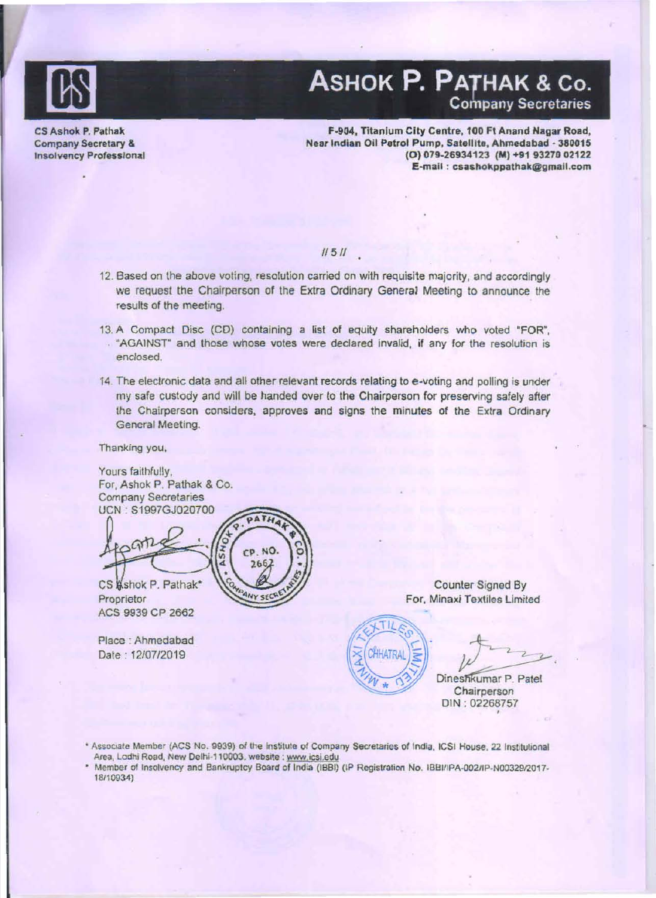# ASHOK P. PATHAK & Co.
**Company Secretaries**

CS Ashok P. Pathak
Company Secretary &
Insolvency Professional

**F-904, Titanium City Centre, 100 Ft Anand Nagar Road,**
**Near Indian Oil Petrol Pump, Satellite, Ahmedabad - 380015**
**(O) 079-26934123 (M) +91 93270 02122**
**E-mail : csashokppathak@gmail.com**

// 5 //

12. Based on the above voting, resolution carried on with requisite majority, and accordingly we request the Chairperson of the Extra Ordinary General Meeting to announce the results of the meeting.

13. A Compact Disc (CD) containing a list of equity shareholders who voted "FOR", "AGAINST" and those whose votes were declared invalid, if any for the resolution is enclosed.

14. The electronic data and all other relevant records relating to e-voting and polling is under my safe custody and will be handed over to the Chairperson for preserving safely after the Chairperson considers, approves and signs the minutes of the Extra Ordinary General Meeting.

Thanking you,

Yours faithfully,
For, Ashok P. Pathak & Co.
Company Secretaries
UCN : S1997GJ020700

CS Ashok P. Pathak*
Proprietor
ACS 9939 CP 2662

Place : Ahmedabad
Date : 12/07/2019

Counter Signed By
For, Minaxi Textiles Limited

Dineshkumar P. Patel
Chairperson
DIN : 02268757

* Associate Member (ACS No. 9939) of the Institute of Company Secretaries of India, ICSI House, 22 Institutional Area, Lodhi Road, New Delhi-110003. website : www.icsi.edu
* Member of Insolvency and Bankruptcy Board of India (IBBI) (IP Registration No. IBBI/IPA-002/IP-N00329/2017-18/10934)